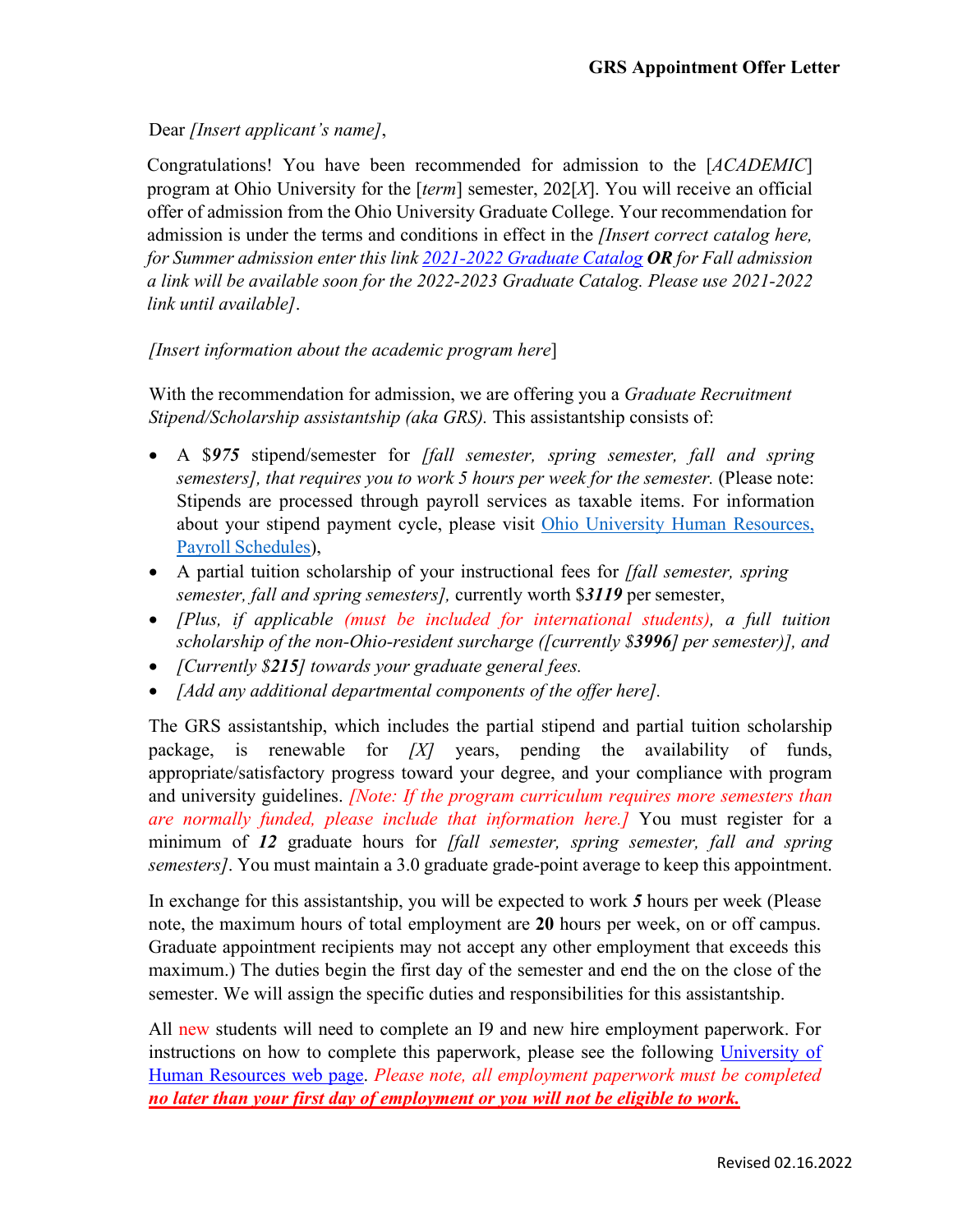**GRS Appointment Offer Letter**

Dear *[Insert applicant's name]*,

Congratulations! You have been recommended for admission to the [*ACADEMIC*] program at Ohio University for the [*term*] semester, 202[*X*]. You will receive an official offer of admission from the Ohio University Graduate College. Your recommendation for admission is under the terms and conditions in effect in the *[Insert correct catalog here, for Summer admission enter this link 2021-2022 Graduate Catalog **OR** for Fall admission a link will be available soon for the 2022-2023 Graduate Catalog. Please use 2021-2022 link until available]*.

*[Insert information about the academic program here*]

With the recommendation for admission, we are offering you a *Graduate Recruitment Stipend/Scholarship assistantship (aka GRS).* This assistantship consists of:

- A $***975*** stipend/semester for *[fall semester, spring semester, fall and spring semesters], that requires you to work 5 hours per week for the semester.* (Please note: Stipends are processed through payroll services as taxable items. For information about your stipend payment cycle, please visit Ohio University Human Resources, Payroll Schedules),
- A partial tuition scholarship of your instructional fees for *[fall semester, spring semester, fall and spring semesters],* currently worth $***3119*** per semester,
- *[Plus, if applicable (must be included for international students), a full tuition scholarship of the non-Ohio-resident surcharge ([currently $**3996**] per semester)], and*
- *[Currently $**215**] towards your graduate general fees.*
- *[Add any additional departmental components of the offer here].*

The GRS assistantship, which includes the partial stipend and partial tuition scholarship package, is renewable for *[X]* years, pending the availability of funds, appropriate/satisfactory progress toward your degree, and your compliance with program and university guidelines. *[Note: If the program curriculum requires more semesters than are normally funded, please include that information here.]* You must register for a minimum of ***12*** graduate hours for *[fall semester, spring semester, fall and spring semesters]*. You must maintain a 3.0 graduate grade-point average to keep this appointment.

In exchange for this assistantship, you will be expected to work ***5*** hours per week (Please note, the maximum hours of total employment are **20** hours per week, on or off campus. Graduate appointment recipients may not accept any other employment that exceeds this maximum.) The duties begin the first day of the semester and end the on the close of the semester. We will assign the specific duties and responsibilities for this assistantship.

All new students will need to complete an I9 and new hire employment paperwork. For instructions on how to complete this paperwork, please see the following University of Human Resources web page. *Please note, all employment paperwork must be completed* ***no later than your first day of employment or you will not be eligible to work.***

Revised 02.16.2022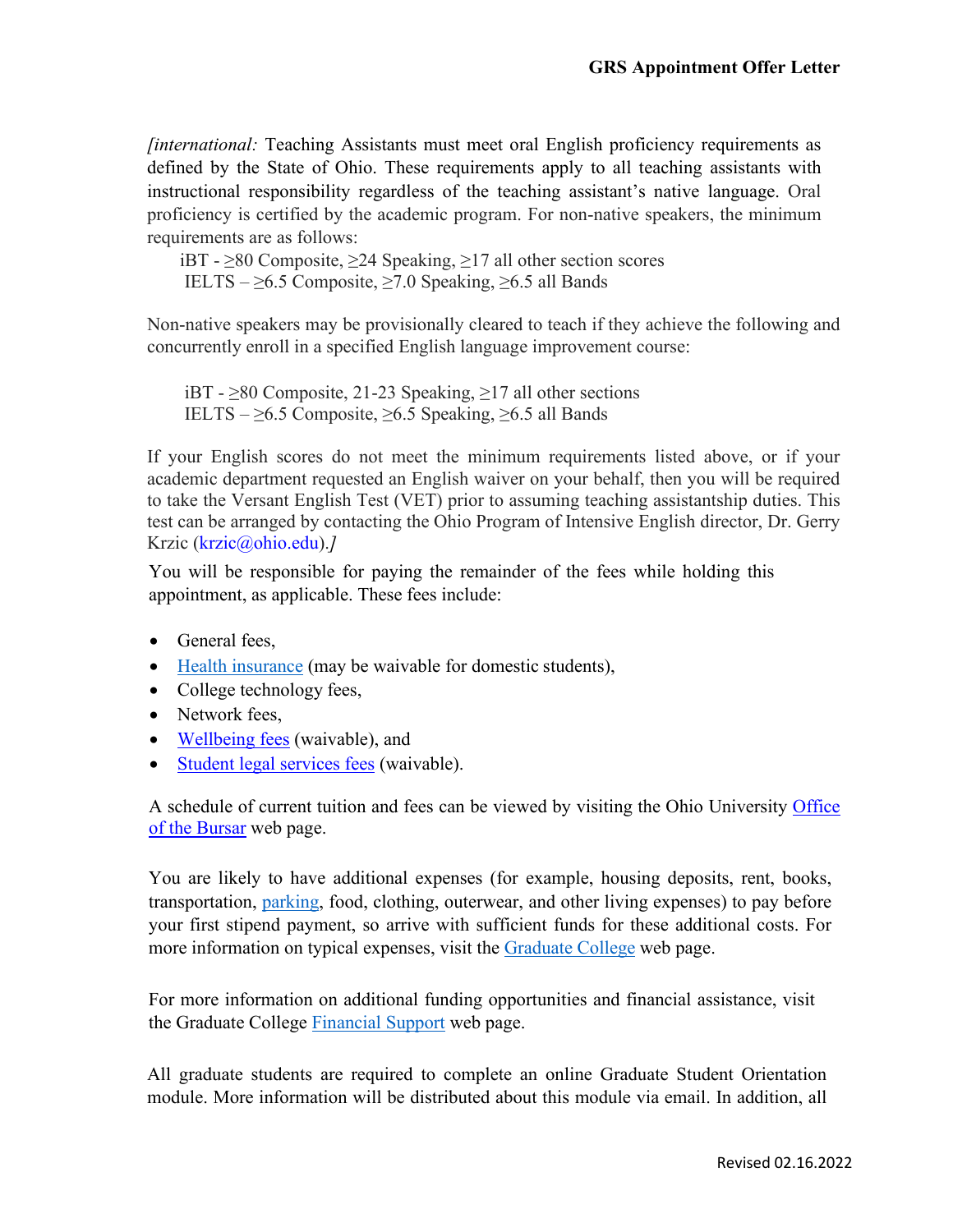*[international:* Teaching Assistants must meet oral English proficiency requirements as defined by the State of Ohio. These requirements apply to all teaching assistants with instructional responsibility regardless of the teaching assistant's native language. Oral proficiency is certified by the academic program. For non-native speakers, the minimum requirements are as follows:

iBT - ≥80 Composite, ≥24 Speaking, ≥17 all other section scores
IELTS – ≥6.5 Composite, ≥7.0 Speaking, ≥6.5 all Bands

Non-native speakers may be provisionally cleared to teach if they achieve the following and concurrently enroll in a specified English language improvement course:

iBT - ≥80 Composite, 21-23 Speaking, ≥17 all other sections
IELTS – ≥6.5 Composite, ≥6.5 Speaking, ≥6.5 all Bands

If your English scores do not meet the minimum requirements listed above, or if your academic department requested an English waiver on your behalf, then you will be required to take the Versant English Test (VET) prior to assuming teaching assistantship duties. This test can be arranged by contacting the Ohio Program of Intensive English director, Dr. Gerry Krzic (krzic@ohio.edu).*]*

You will be responsible for paying the remainder of the fees while holding this appointment, as applicable. These fees include:

- General fees,
- Health insurance (may be waivable for domestic students),
- College technology fees,
- Network fees,
- Wellbeing fees (waivable), and
- Student legal services fees (waivable).

A schedule of current tuition and fees can be viewed by visiting the Ohio University Office of the Bursar web page.

You are likely to have additional expenses (for example, housing deposits, rent, books, transportation, parking, food, clothing, outerwear, and other living expenses) to pay before your first stipend payment, so arrive with sufficient funds for these additional costs. For more information on typical expenses, visit the Graduate College web page.

For more information on additional funding opportunities and financial assistance, visit the Graduate College Financial Support web page.

All graduate students are required to complete an online Graduate Student Orientation module. More information will be distributed about this module via email. In addition, all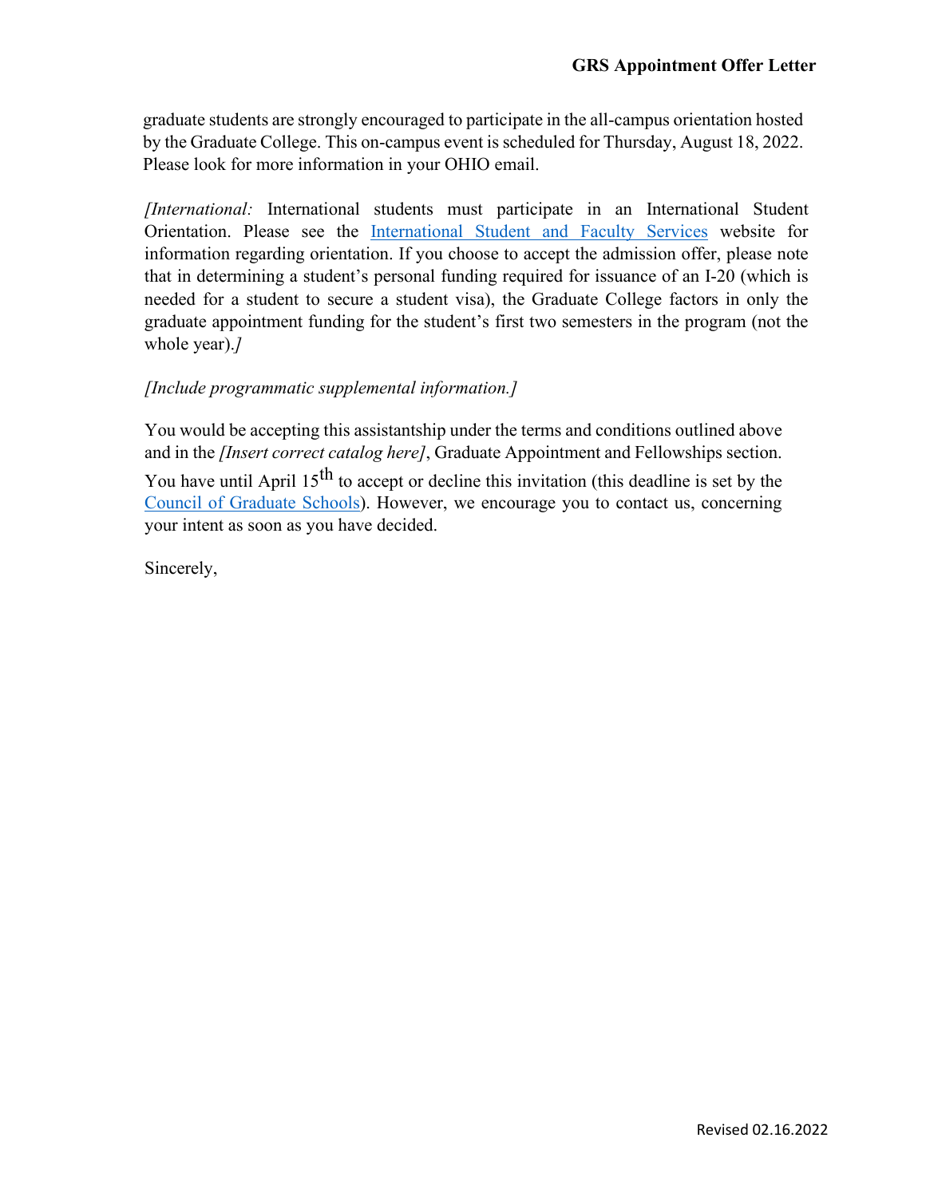graduate students are strongly encouraged to participate in the all-campus orientation hosted by the Graduate College. This on-campus event is scheduled for Thursday, August 18, 2022. Please look for more information in your OHIO email.

*[International:* International students must participate in an International Student Orientation. Please see the International Student and Faculty Services website for information regarding orientation. If you choose to accept the admission offer, please note that in determining a student's personal funding required for issuance of an I-20 (which is needed for a student to secure a student visa), the Graduate College factors in only the graduate appointment funding for the student's first two semesters in the program (not the whole year).*]*

*[Include programmatic supplemental information.]*

You would be accepting this assistantship under the terms and conditions outlined above and in the *[Insert correct catalog here]*, Graduate Appointment and Fellowships section. You have until April 15th to accept or decline this invitation (this deadline is set by the Council of Graduate Schools). However, we encourage you to contact us, concerning your intent as soon as you have decided.

Sincerely,